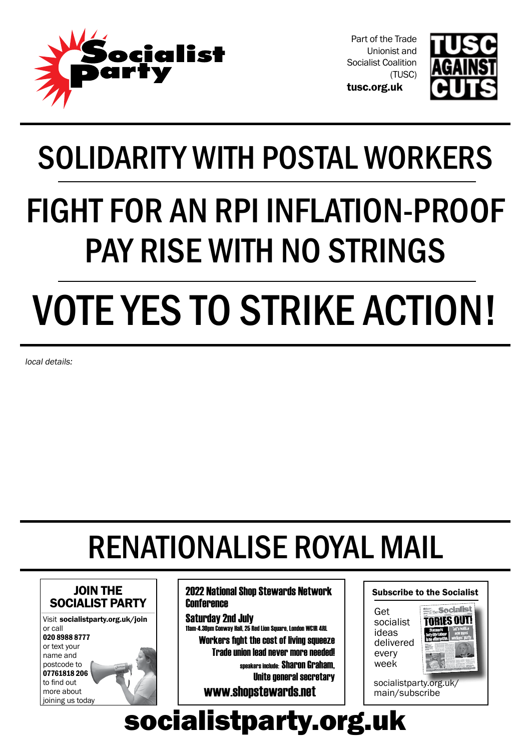Socialist Party

Part of the Trade Unionist and Socialist Coalition (TUSC)
**tusc.org.uk**

TUSC AGAINST CUTS

# SOLIDARITY WITH POSTAL WORKERS

# FIGHT FOR AN RPI INFLATION-PROOF PAY RISE WITH NO STRINGS

# VOTE YES TO STRIKE ACTION!

*local details:*

# RENATIONALISE ROYAL MAIL

## JOIN THE SOCIALIST PARTY

Visit **socialistparty.org.uk/join** or call **020 8988 8777** or text your name and postcode to **07761818 206** to find out more about joining us today

## 2022 National Shop Stewards Network Conference

**Saturday 2nd July**
11am-4.30pm Conway Hall, 25 Red Lion Square, London WC1R 4RL

**Workers fight the cost of living squeeze**
**Trade union lead never more needed!**

speakers include: **Sharon Graham, Unite general secretary**

**www.shopstewards.net**

## Subscribe to the Socialist

Get socialist ideas delivered every week

socialistparty.org.uk/main/subscribe

**socialistparty.org.uk**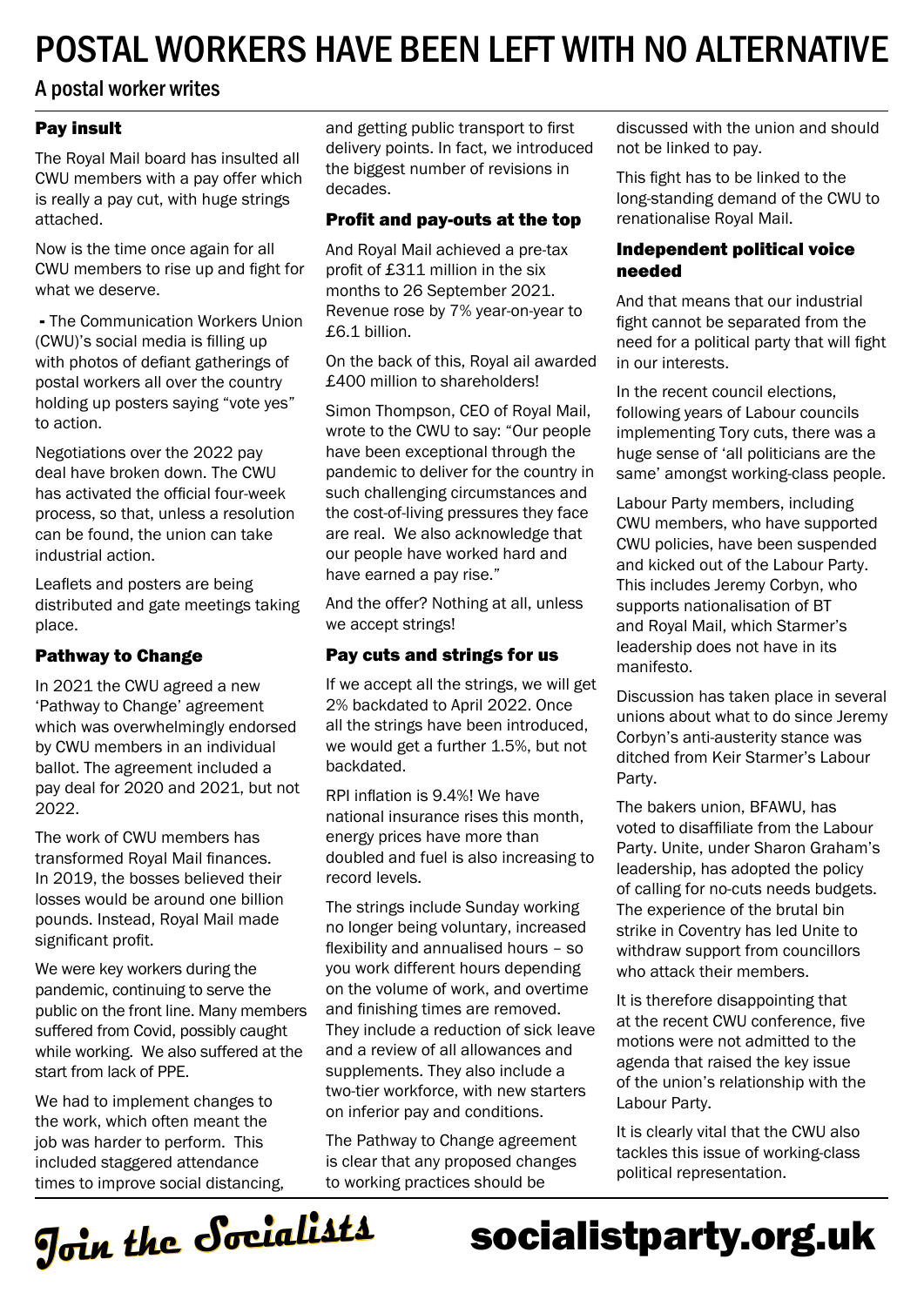# POSTAL WORKERS HAVE BEEN LEFT WITH NO ALTERNATIVE

A postal worker writes

### Pay insult

The Royal Mail board has insulted all CWU members with a pay offer which is really a pay cut, with huge strings attached.

Now is the time once again for all CWU members to rise up and fight for what we deserve.

- The Communication Workers Union (CWU)'s social media is filling up with photos of defiant gatherings of postal workers all over the country holding up posters saying "vote yes" to action.

Negotiations over the 2022 pay deal have broken down. The CWU has activated the official four-week process, so that, unless a resolution can be found, the union can take industrial action.

Leaflets and posters are being distributed and gate meetings taking place.

### Pathway to Change

In 2021 the CWU agreed a new 'Pathway to Change' agreement which was overwhelmingly endorsed by CWU members in an individual ballot. The agreement included a pay deal for 2020 and 2021, but not 2022.

The work of CWU members has transformed Royal Mail finances. In 2019, the bosses believed their losses would be around one billion pounds. Instead, Royal Mail made significant profit.

We were key workers during the pandemic, continuing to serve the public on the front line. Many members suffered from Covid, possibly caught while working. We also suffered at the start from lack of PPE.

We had to implement changes to the work, which often meant the job was harder to perform. This included staggered attendance times to improve social distancing, and getting public transport to first delivery points. In fact, we introduced the biggest number of revisions in decades.

### Profit and pay-outs at the top

And Royal Mail achieved a pre-tax profit of £311 million in the six months to 26 September 2021. Revenue rose by 7% year-on-year to £6.1 billion.

On the back of this, Royal ail awarded £400 million to shareholders!

Simon Thompson, CEO of Royal Mail, wrote to the CWU to say: "Our people have been exceptional through the pandemic to deliver for the country in such challenging circumstances and the cost-of-living pressures they face are real. We also acknowledge that our people have worked hard and have earned a pay rise."

And the offer? Nothing at all, unless we accept strings!

### Pay cuts and strings for us

If we accept all the strings, we will get 2% backdated to April 2022. Once all the strings have been introduced, we would get a further 1.5%, but not backdated.

RPI inflation is 9.4%! We have national insurance rises this month, energy prices have more than doubled and fuel is also increasing to record levels.

The strings include Sunday working no longer being voluntary, increased flexibility and annualised hours – so you work different hours depending on the volume of work, and overtime and finishing times are removed. They include a reduction of sick leave and a review of all allowances and supplements. They also include a two-tier workforce, with new starters on inferior pay and conditions.

The Pathway to Change agreement is clear that any proposed changes to working practices should be discussed with the union and should not be linked to pay.

This fight has to be linked to the long-standing demand of the CWU to renationalise Royal Mail.

### Independent political voice needed

And that means that our industrial fight cannot be separated from the need for a political party that will fight in our interests.

In the recent council elections, following years of Labour councils implementing Tory cuts, there was a huge sense of 'all politicians are the same' amongst working-class people.

Labour Party members, including CWU members, who have supported CWU policies, have been suspended and kicked out of the Labour Party. This includes Jeremy Corbyn, who supports nationalisation of BT and Royal Mail, which Starmer's leadership does not have in its manifesto.

Discussion has taken place in several unions about what to do since Jeremy Corbyn's anti-austerity stance was ditched from Keir Starmer's Labour Party.

The bakers union, BFAWU, has voted to disaffiliate from the Labour Party. Unite, under Sharon Graham's leadership, has adopted the policy of calling for no-cuts needs budgets. The experience of the brutal bin strike in Coventry has led Unite to withdraw support from councillors who attack their members.

It is therefore disappointing that at the recent CWU conference, five motions were not admitted to the agenda that raised the key issue of the union's relationship with the Labour Party.

It is clearly vital that the CWU also tackles this issue of working-class political representation.

**Join the Socialists** **socialistparty.org.uk**